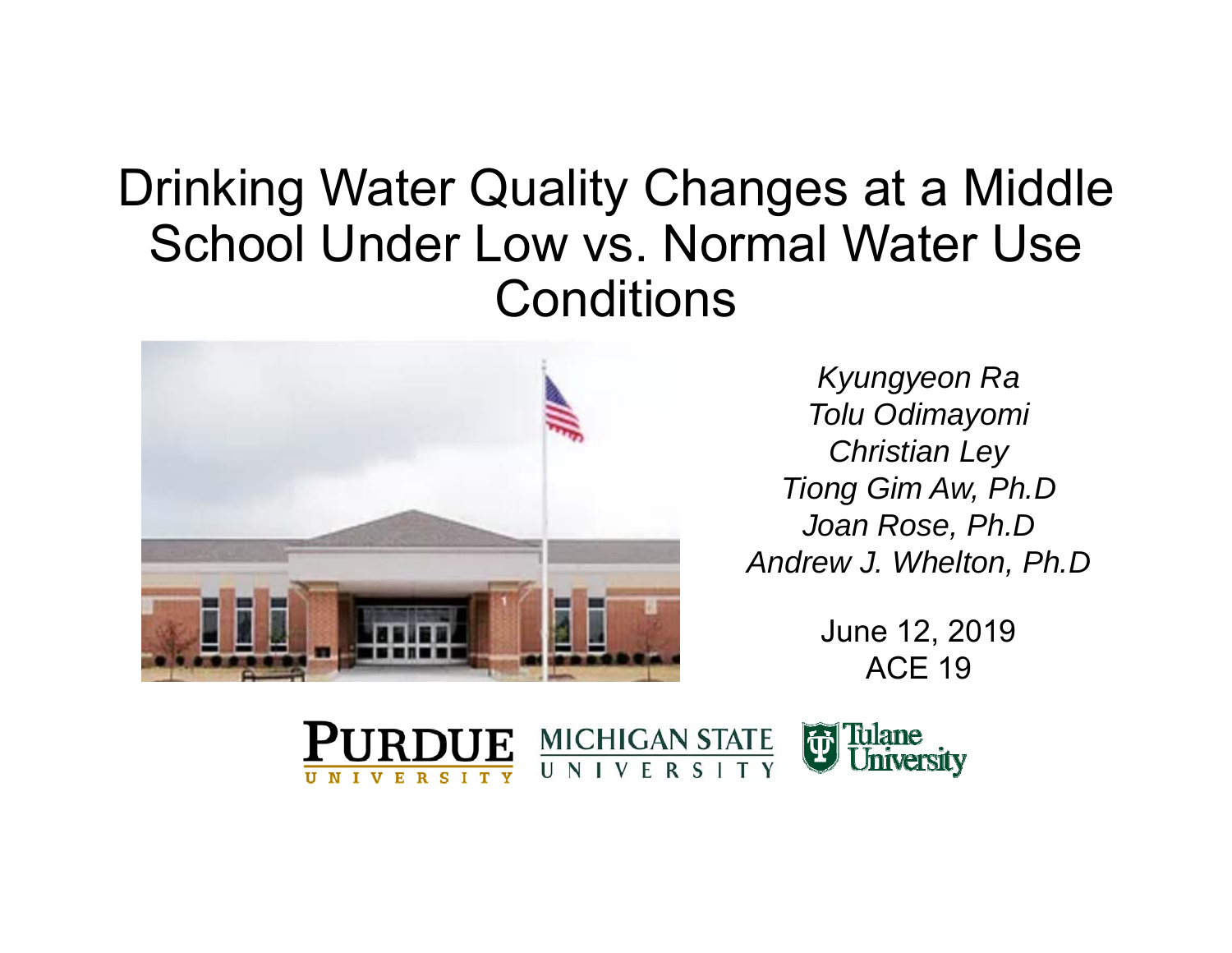# Drinking Water Quality Changes at a Middle School Under Low vs. Normal Water Use Conditions

*Kyungyeon Ra*
*Tolu Odimayomi*
*Christian Ley*
*Tiong Gim Aw, Ph.D*
*Joan Rose, Ph.D*
*Andrew J. Whelton, Ph.D*

June 12, 2019
ACE 19

PURDUE UNIVERSITY
MICHIGAN STATE UNIVERSITY
Tulane University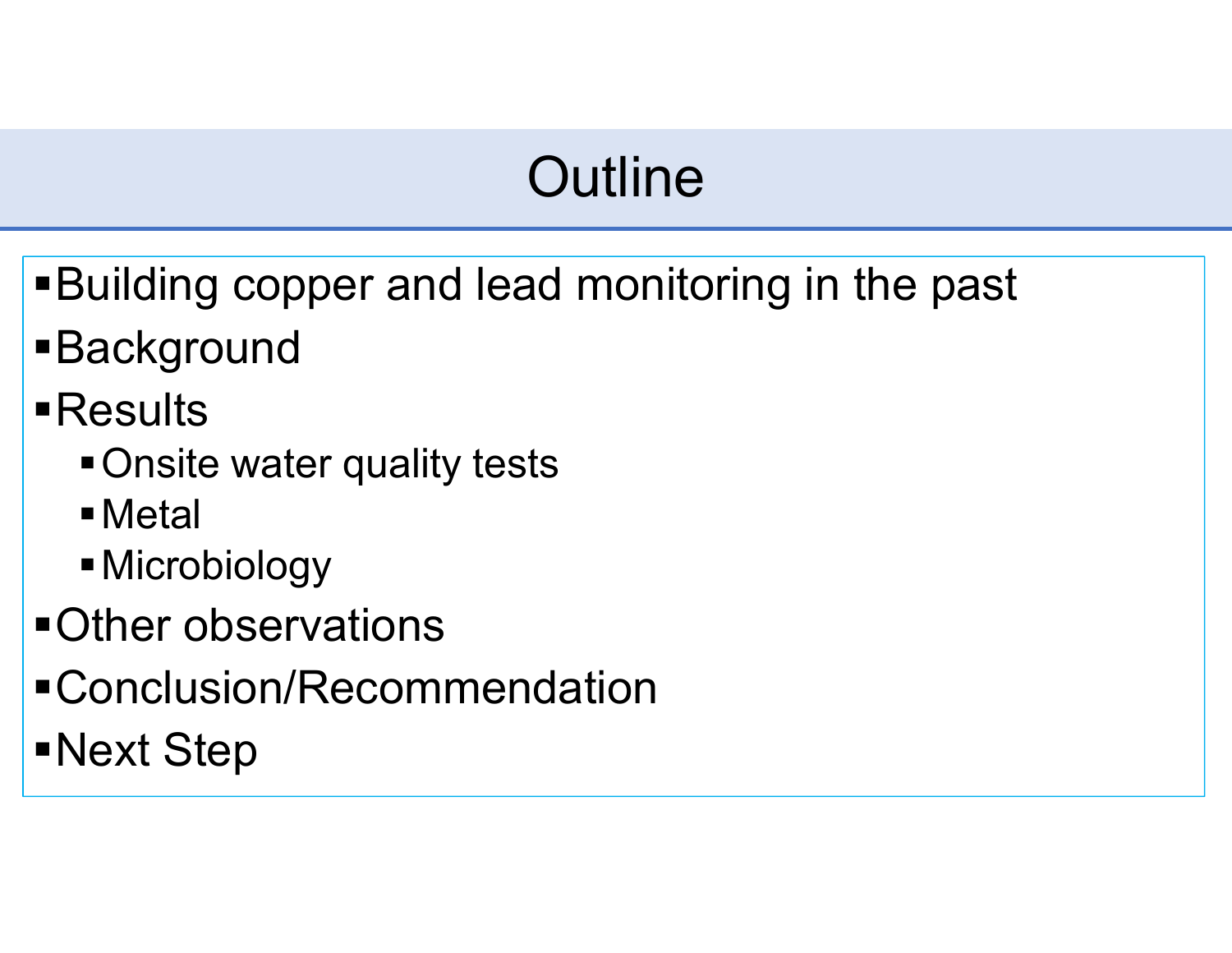# Outline

- Building copper and lead monitoring in the past
- Background
- Results
  - Onsite water quality tests
  - Metal
  - Microbiology
- Other observations
- Conclusion/Recommendation
- Next Step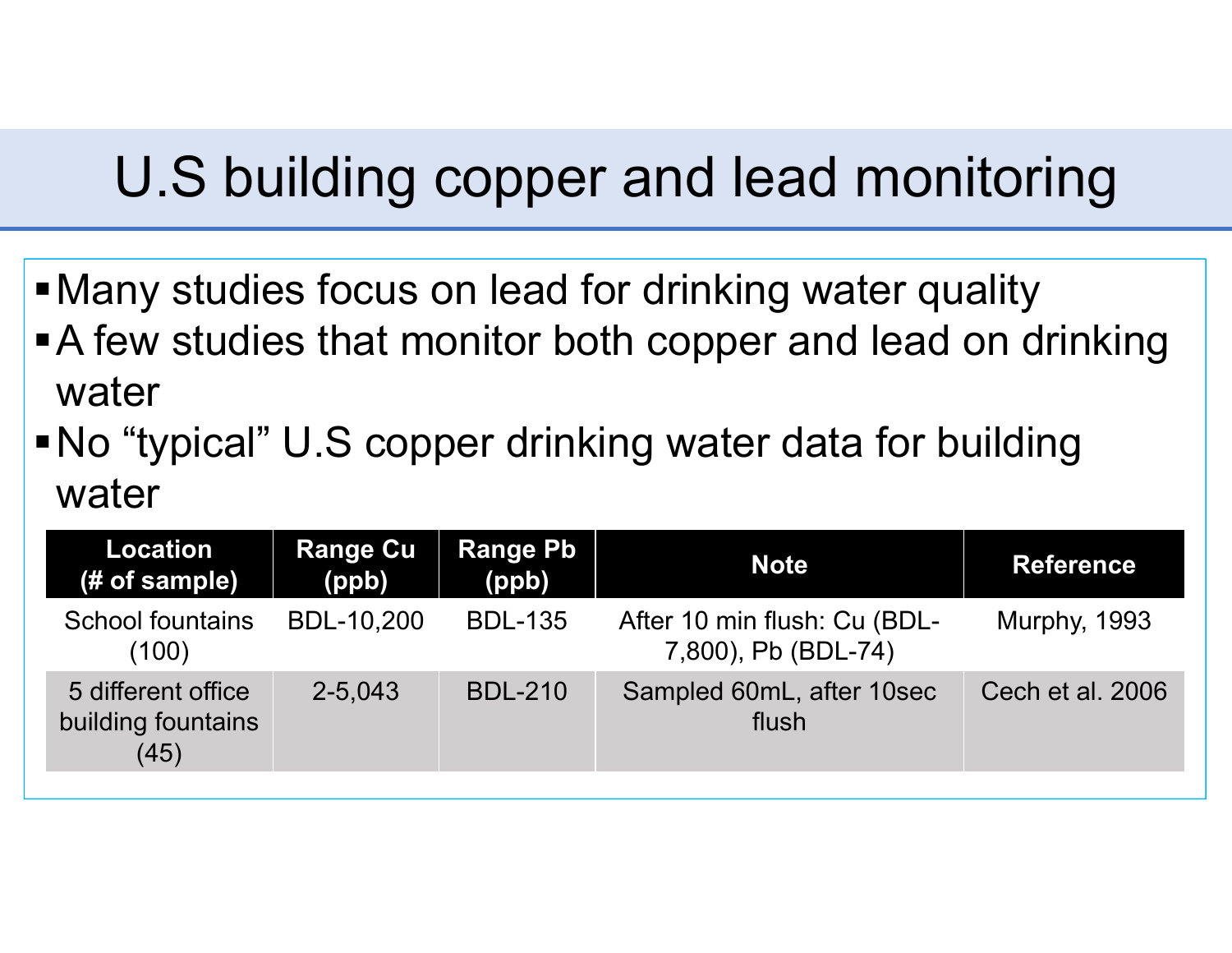# U.S building copper and lead monitoring

- Many studies focus on lead for drinking water quality
- A few studies that monitor both copper and lead on drinking water
- No “typical” U.S copper drinking water data for building water

| Location (# of sample) | Range Cu (ppb) | Range Pb (ppb) | Note | Reference |
| --- | --- | --- | --- | --- |
| School fountains (100) | BDL-10,200 | BDL-135 | After 10 min flush: Cu (BDL-7,800), Pb (BDL-74) | Murphy, 1993 |
| 5 different office building fountains (45) | 2-5,043 | BDL-210 | Sampled 60mL, after 10sec flush | Cech et al. 2006 |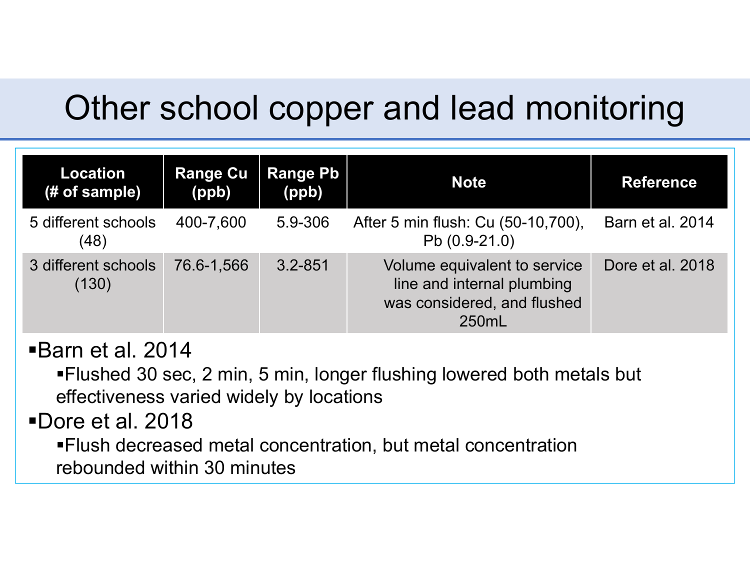# Other school copper and lead monitoring

| Location (# of sample) | Range Cu (ppb) | Range Pb (ppb) | Note | Reference |
|---|---|---|---|---|
| 5 different schools (48) | 400-7,600 | 5.9-306 | After 5 min flush: Cu (50-10,700), Pb (0.9-21.0) | Barn et al. 2014 |
| 3 different schools (130) | 76.6-1,566 | 3.2-851 | Volume equivalent to service line and internal plumbing was considered, and flushed 250mL | Dore et al. 2018 |

- Barn et al. 2014
  - Flushed 30 sec, 2 min, 5 min, longer flushing lowered both metals but effectiveness varied widely by locations
- Dore et al. 2018
  - Flush decreased metal concentration, but metal concentration rebounded within 30 minutes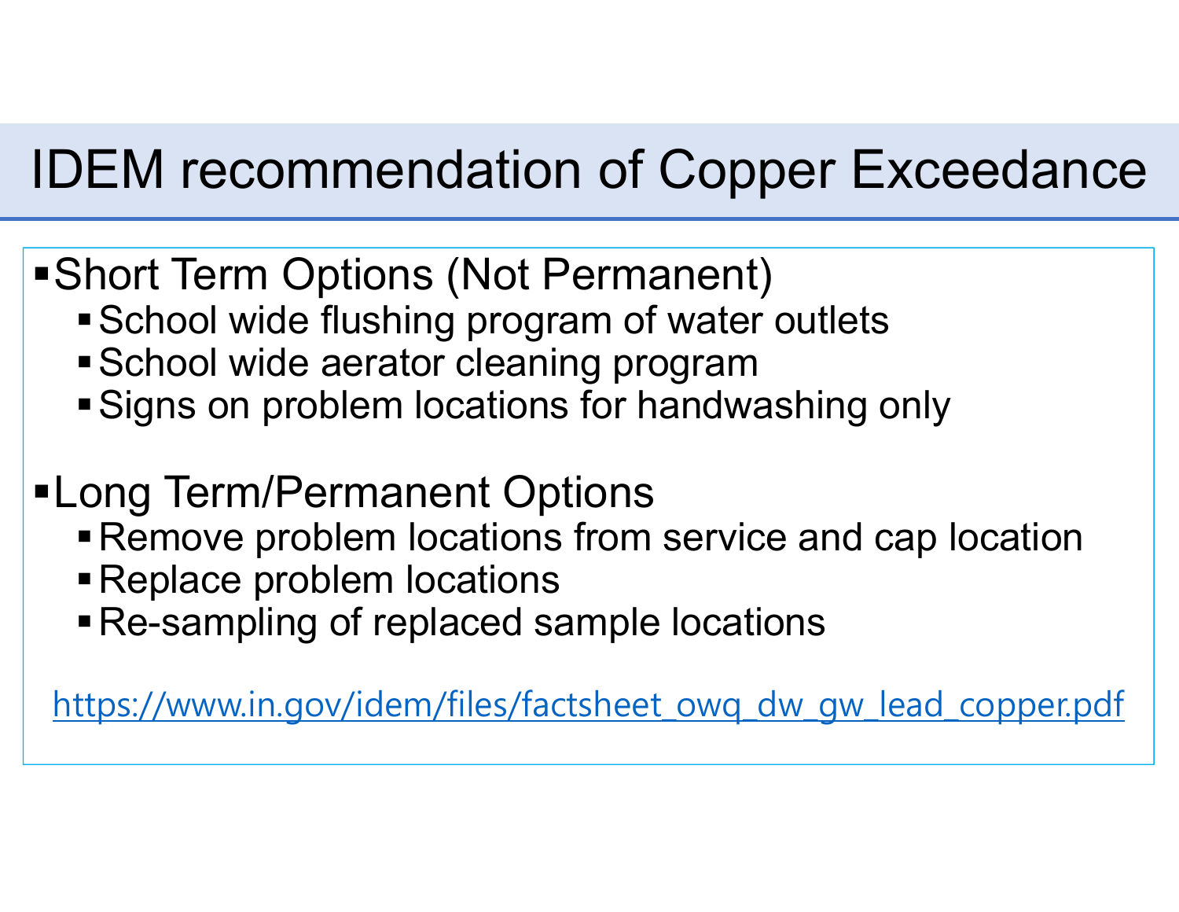# IDEM recommendation of Copper Exceedance

- Short Term Options (Not Permanent)
  - School wide flushing program of water outlets
  - School wide aerator cleaning program
  - Signs on problem locations for handwashing only

- Long Term/Permanent Options
  - Remove problem locations from service and cap location
  - Replace problem locations
  - Re-sampling of replaced sample locations

https://www.in.gov/idem/files/factsheet_owq_dw_gw_lead_copper.pdf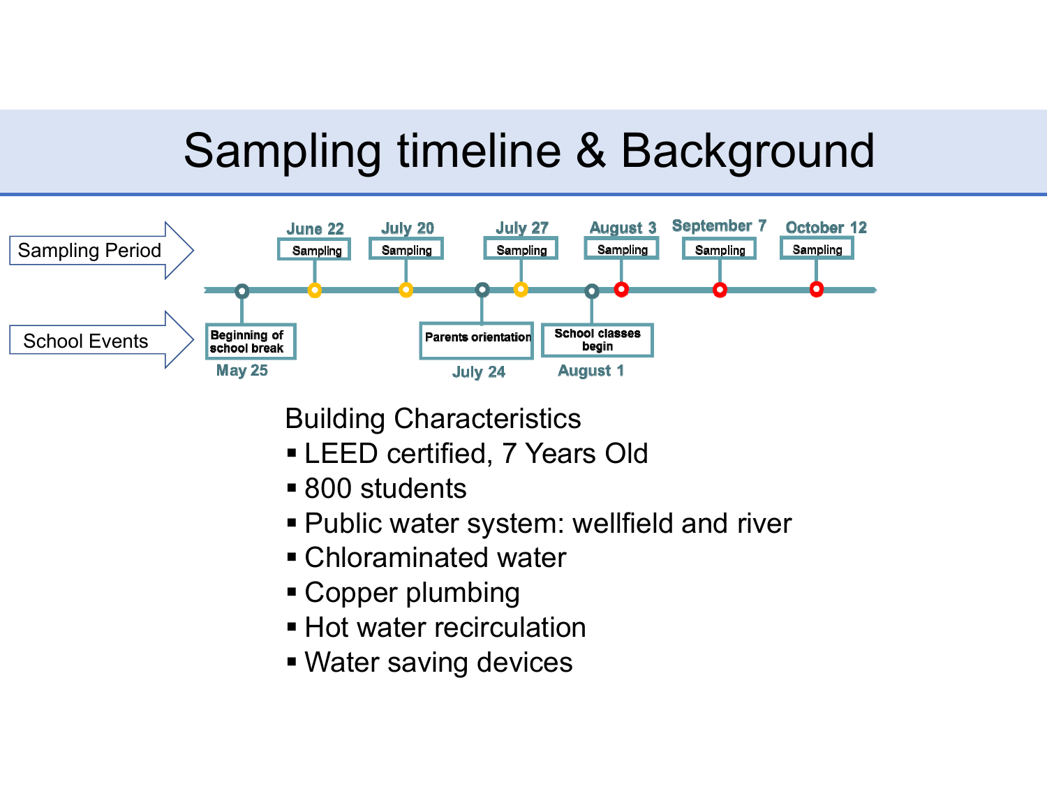# Sampling timeline & Background

**Sampling Period**

| June 22 | July 20 | July 27 | August 3 | September 7 | October 12 |
|---|---|---|---|---|---|
| Sampling | Sampling | Sampling | Sampling | Sampling | Sampling |

**School Events**

| May 25 | July 24 | August 1 |
|---|---|---|
| Beginning of school break | Parents orientation | School classes begin |

Building Characteristics

- LEED certified, 7 Years Old
- 800 students
- Public water system: wellfield and river
- Chloraminated water
- Copper plumbing
- Hot water recirculation
- Water saving devices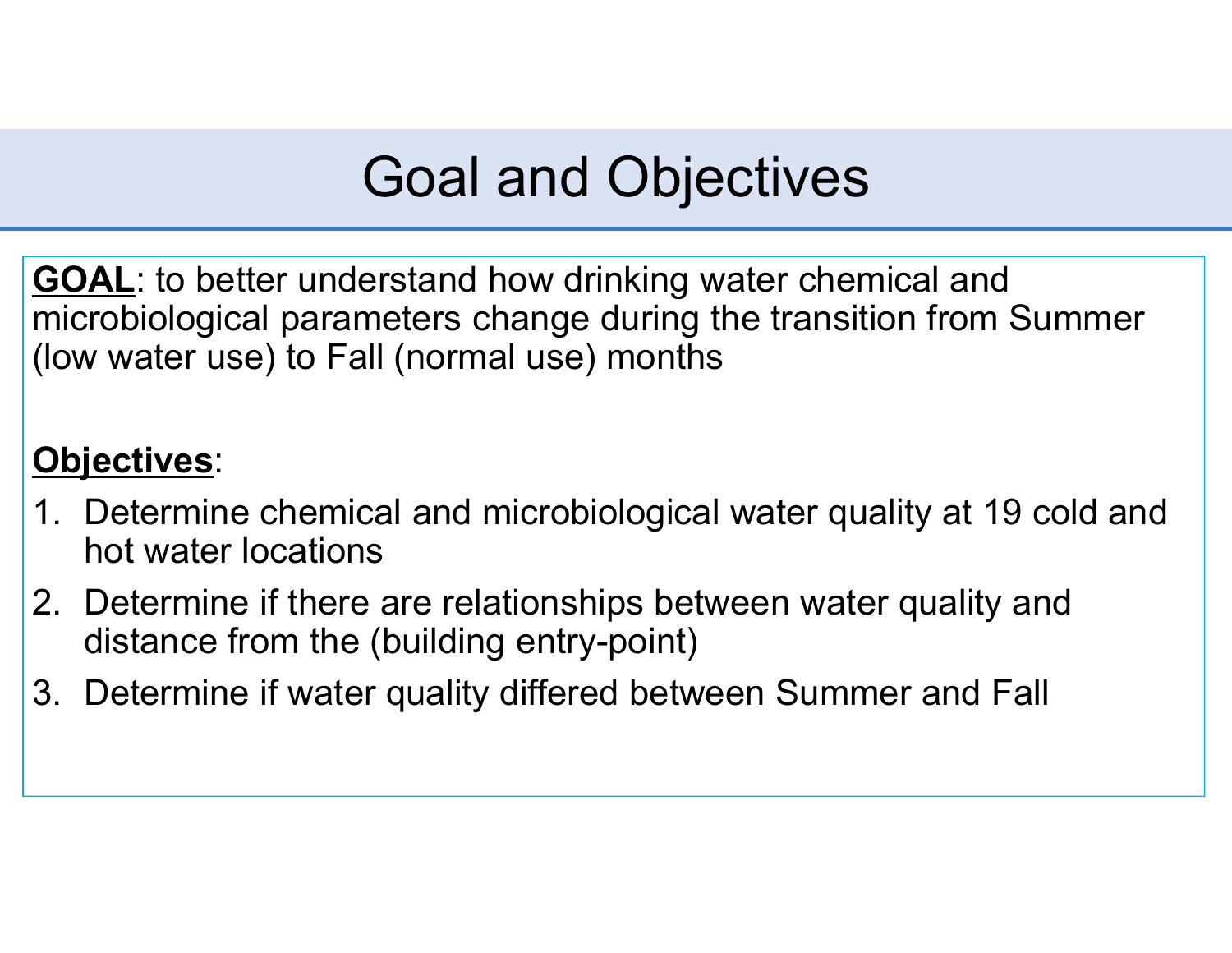# Goal and Objectives

**GOAL**: to better understand how drinking water chemical and microbiological parameters change during the transition from Summer (low water use) to Fall (normal use) months

**Objectives**:

1. Determine chemical and microbiological water quality at 19 cold and hot water locations
2. Determine if there are relationships between water quality and distance from the (building entry-point)
3. Determine if water quality differed between Summer and Fall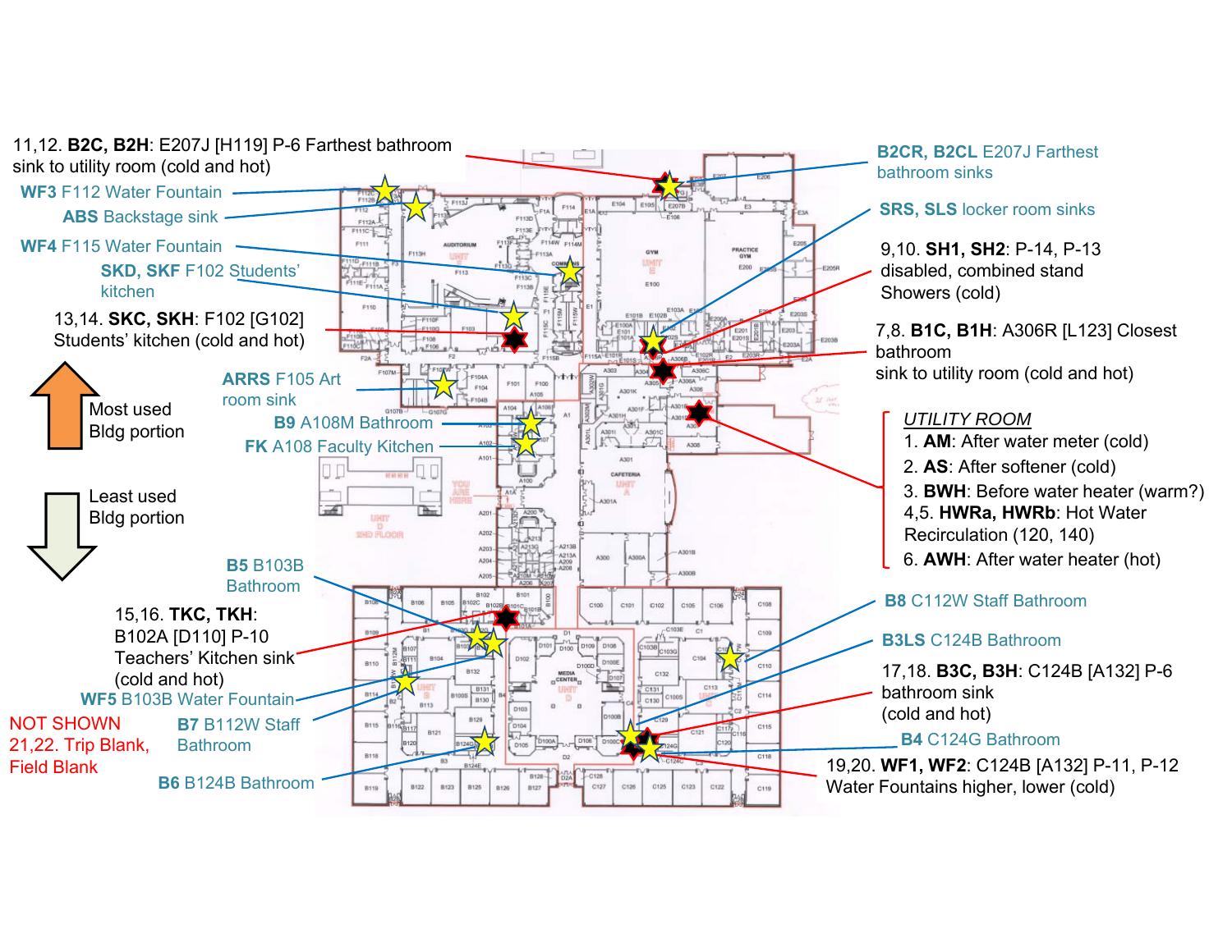11,12. **B2C, B2H**: E207J [H119] P-6 Farthest bathroom sink to utility room (cold and hot)

**WF3** F112 Water Fountain

**ABS** Backstage sink

**WF4** F115 Water Fountain

**SKD, SKF** F102 Students' kitchen

13,14. **SKC, SKH**: F102 [G102] Students' kitchen (cold and hot)

Most used Bldg portion

Least used Bldg portion

**ARRS** F105 Art room sink

**B9** A108M Bathroom

**FK** A108 Faculty Kitchen

**B5** B103B Bathroom

15,16. **TKC, TKH**: B102A [D110] P-10 Teachers' Kitchen sink (cold and hot)

**WF5** B103B Water Fountain

NOT SHOWN
21,22. Trip Blank, Field Blank

**B7** B112W Staff Bathroom

**B6** B124B Bathroom

**B2CR, B2CL** E207J Farthest bathroom sinks

**SRS, SLS** locker room sinks

9,10. **SH1, SH2**: P-14, P-13 disabled, combined stand Showers (cold)

7,8. **B1C, B1H**: A306R [L123] Closest bathroom sink to utility room (cold and hot)

*UTILITY ROOM*

1. **AM**: After water meter (cold)
2. **AS**: After softener (cold)
3. **BWH**: Before water heater (warm?)
4. 4,5. **HWRa, HWRb**: Hot Water Recirculation (120, 140)
6. **AWH**: After water heater (hot)

**B8** C112W Staff Bathroom

**B3LS** C124B Bathroom

17,18. **B3C, B3H**: C124B [A132] P-6 bathroom sink (cold and hot)

**B4** C124G Bathroom

19,20. **WF1, WF2**: C124B [A132] P-11, P-12 Water Fountains higher, lower (cold)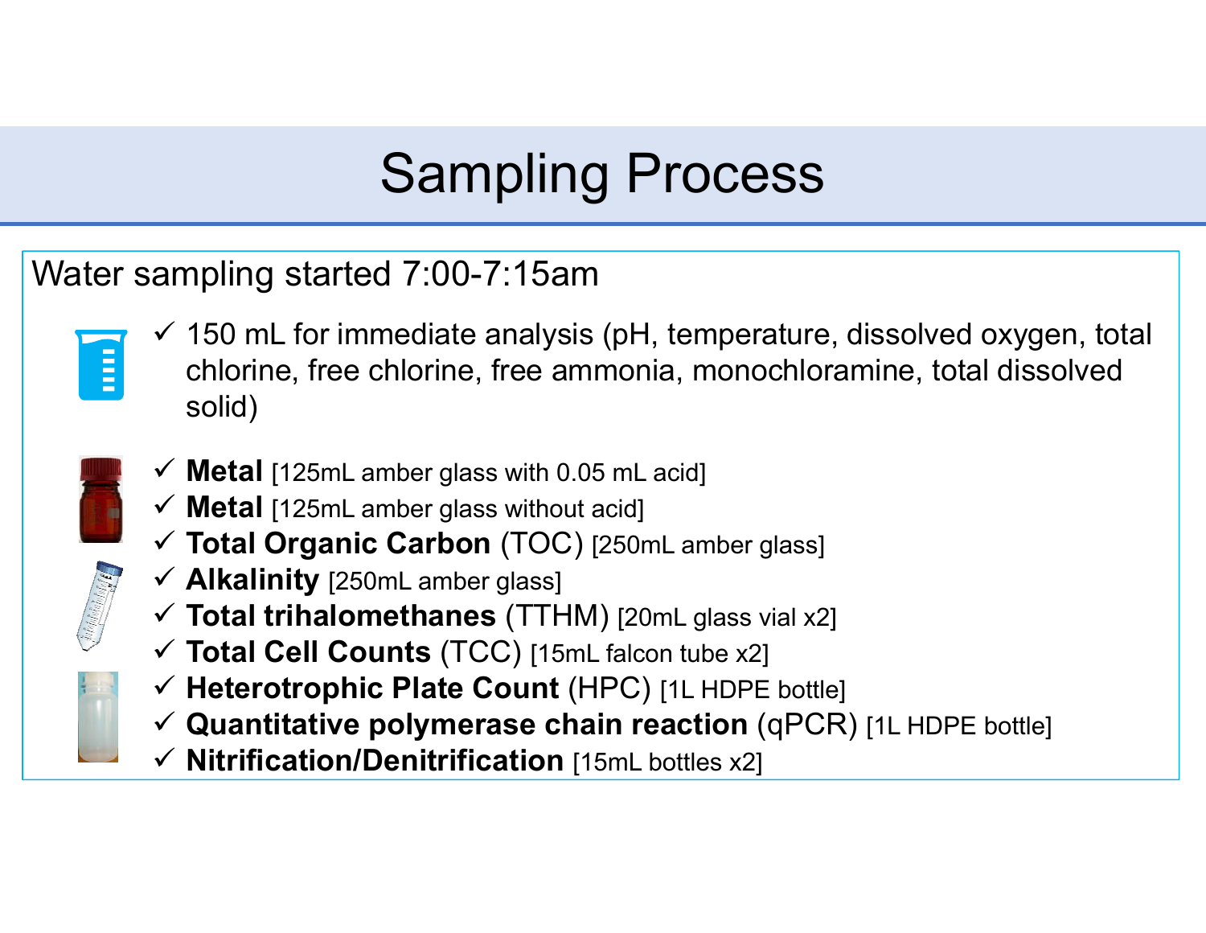# Sampling Process

Water sampling started 7:00-7:15am

- ✓ 150 mL for immediate analysis (pH, temperature, dissolved oxygen, total chlorine, free chlorine, free ammonia, monochloramine, total dissolved solid)

- ✓ **Metal** [125mL amber glass with 0.05 mL acid]
- ✓ **Metal** [125mL amber glass without acid]
- ✓ **Total Organic Carbon** (TOC) [250mL amber glass]
- ✓ **Alkalinity** [250mL amber glass]
- ✓ **Total trihalomethanes** (TTHM) [20mL glass vial x2]
- ✓ **Total Cell Counts** (TCC) [15mL falcon tube x2]
- ✓ **Heterotrophic Plate Count** (HPC) [1L HDPE bottle]
- ✓ **Quantitative polymerase chain reaction** (qPCR) [1L HDPE bottle]
- ✓ **Nitrification/Denitrification** [15mL bottles x2]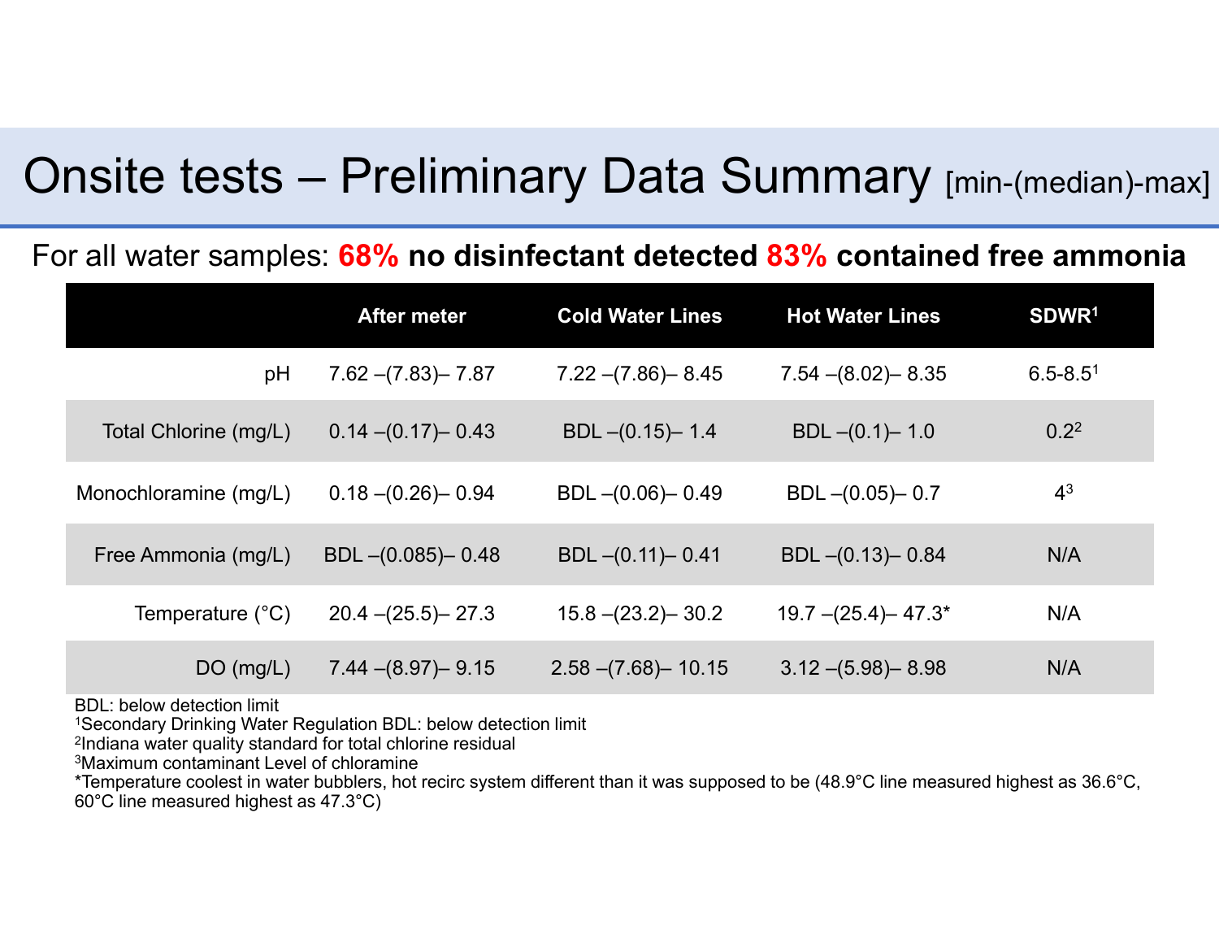# Onsite tests – Preliminary Data Summary [min-(median)-max]

For all water samples: **68% no disinfectant detected 83% contained free ammonia**

| | After meter | Cold Water Lines | Hot Water Lines | SDWR[1] |
|---|---|---|---|---|
| pH | 7.62 –(7.83)– 7.87 | 7.22 –(7.86)– 8.45 | 7.54 –(8.02)– 8.35 | 6.5-8.5[1] |
| Total Chlorine (mg/L) | 0.14 –(0.17)– 0.43 | BDL –(0.15)– 1.4 | BDL –(0.1)– 1.0 | 0.2[2] |
| Monochloramine (mg/L) | 0.18 –(0.26)– 0.94 | BDL –(0.06)– 0.49 | BDL –(0.05)– 0.7 | 4[3] |
| Free Ammonia (mg/L) | BDL –(0.085)– 0.48 | BDL –(0.11)– 0.41 | BDL –(0.13)– 0.84 | N/A |
| Temperature (°C) | 20.4 –(25.5)– 27.3 | 15.8 –(23.2)– 30.2 | 19.7 –(25.4)– 47.3* | N/A |
| DO (mg/L) | 7.44 –(8.97)– 9.15 | 2.58 –(7.68)– 10.15 | 3.12 –(5.98)– 8.98 | N/A |

BDL: below detection limit

[1]Secondary Drinking Water Regulation BDL: below detection limit

[2]Indiana water quality standard for total chlorine residual

[3]Maximum contaminant Level of chloramine

*Temperature coolest in water bubblers, hot recirc system different than it was supposed to be (48.9°C line measured highest as 36.6°C, 60°C line measured highest as 47.3°C)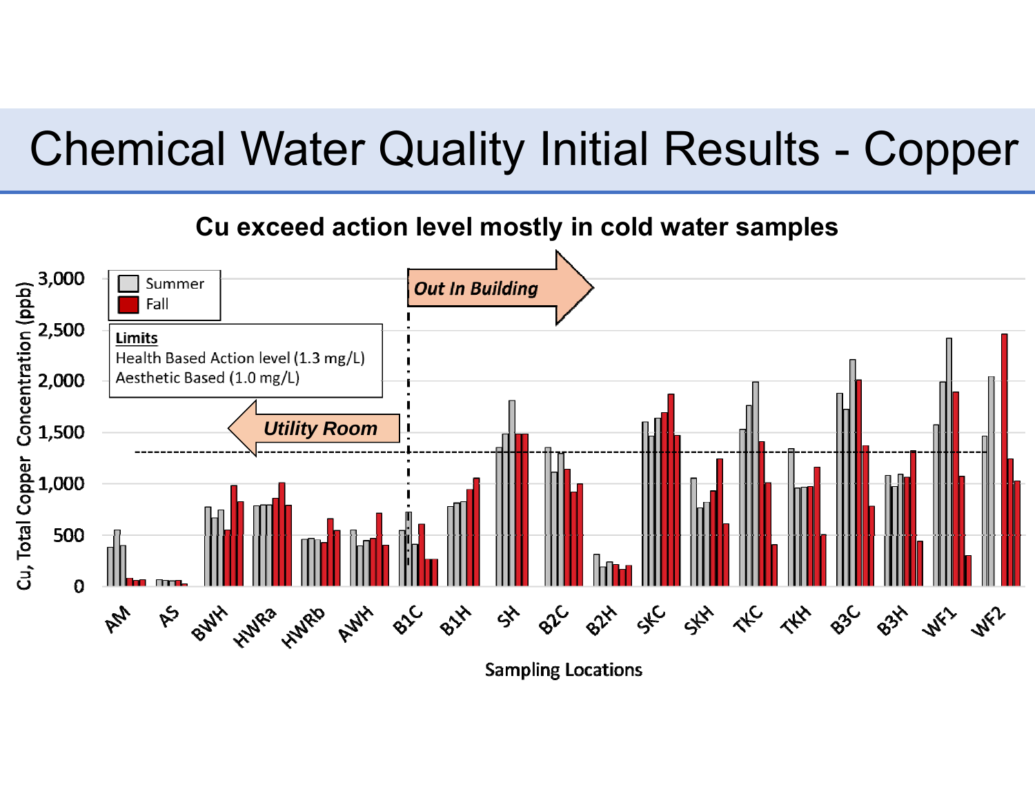# Chemical Water Quality Initial Results - Copper

## Cu exceed action level mostly in cold water samples

Summer
Fall

**Limits**
Health Based Action level (1.3 mg/L)
Aesthetic Based (1.0 mg/L)

***Utility Room***

***Out In Building***

Cu, Total Copper Concentration (ppb)

3,000
2,500
2,000
1,500
1,000
500
0

AM, AS, BWH, HWRa, HWRb, AWH, B1C, B1H, SH, B2C, B2H, SKC, SKH, TKC, TKH, B3C, B3H, WF1, WF2

Sampling Locations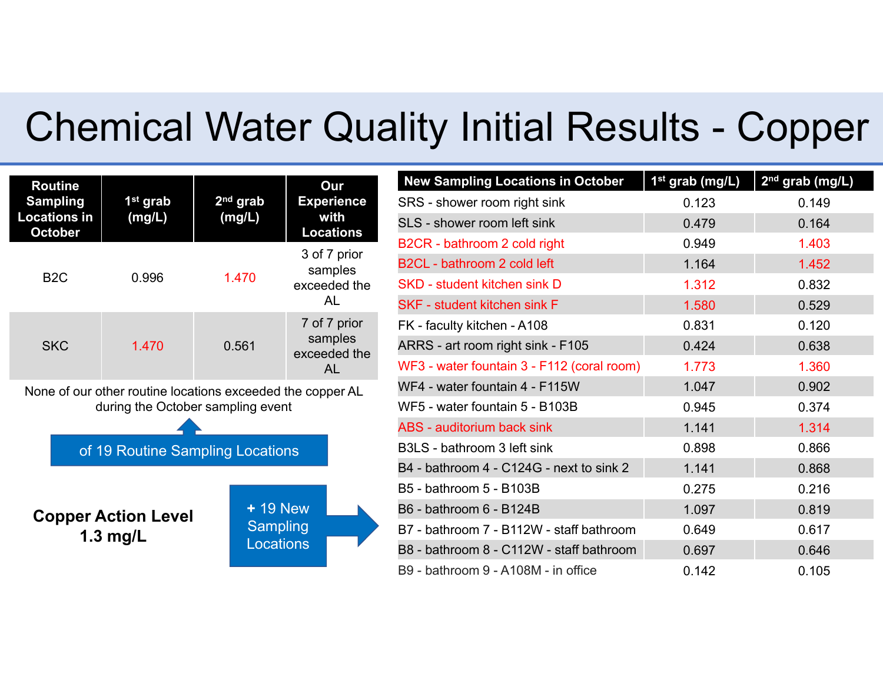# Chemical Water Quality Initial Results - Copper

| Routine Sampling Locations in October | 1st grab (mg/L) | 2nd grab (mg/L) | Our Experience with Locations |
|---|---|---|---|
| B2C | 0.996 | 1.470 | 3 of 7 prior samples exceeded the AL |
| SKC | 1.470 | 0.561 | 7 of 7 prior samples exceeded the AL |

None of our other routine locations exceeded the copper AL during the October sampling event

of 19 Routine Sampling Locations

**Copper Action Level 1.3 mg/L**

+ 19 New Sampling Locations

| New Sampling Locations in October | 1st grab (mg/L) | 2nd grab (mg/L) |
|---|---|---|
| SRS - shower room right sink | 0.123 | 0.149 |
| SLS - shower room left sink | 0.479 | 0.164 |
| B2CR - bathroom 2 cold right | 0.949 | 1.403 |
| B2CL - bathroom 2 cold left | 1.164 | 1.452 |
| SKD - student kitchen sink D | 1.312 | 0.832 |
| SKF - student kitchen sink F | 1.580 | 0.529 |
| FK - faculty kitchen - A108 | 0.831 | 0.120 |
| ARRS - art room right sink - F105 | 0.424 | 0.638 |
| WF3 - water fountain 3 - F112 (coral room) | 1.773 | 1.360 |
| WF4 - water fountain 4 - F115W | 1.047 | 0.902 |
| WF5 - water fountain 5 - B103B | 0.945 | 0.374 |
| ABS - auditorium back sink | 1.141 | 1.314 |
| B3LS - bathroom 3 left sink | 0.898 | 0.866 |
| B4 - bathroom 4 - C124G - next to sink 2 | 1.141 | 0.868 |
| B5 - bathroom 5 - B103B | 0.275 | 0.216 |
| B6 - bathroom 6 - B124B | 1.097 | 0.819 |
| B7 - bathroom 7 - B112W - staff bathroom | 0.649 | 0.617 |
| B8 - bathroom 8 - C112W - staff bathroom | 0.697 | 0.646 |
| B9 - bathroom 9 - A108M - in office | 0.142 | 0.105 |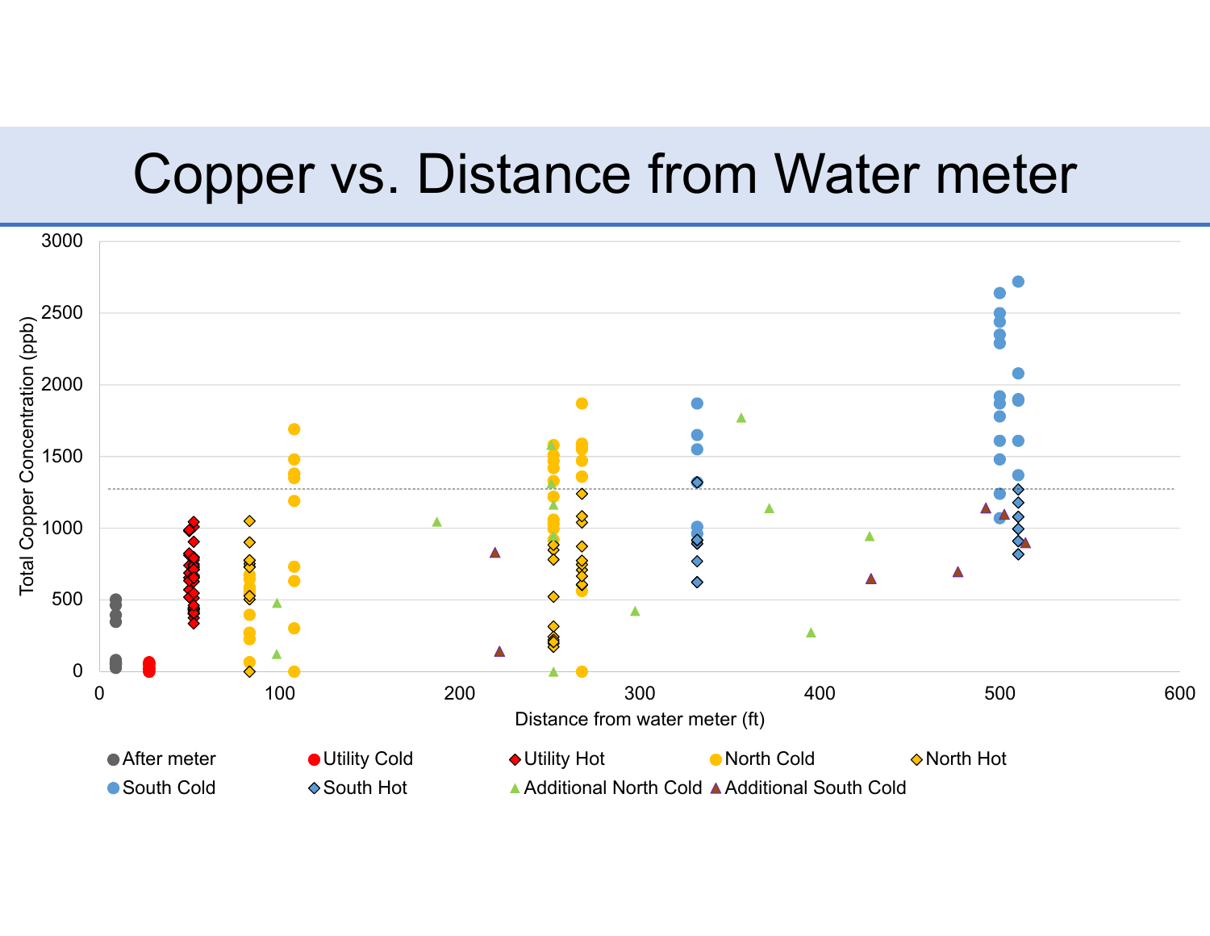# Copper vs. Distance from Water meter

Total Copper Concentration (ppb)

Distance from water meter (ft)

After meter · Utility Cold · Utility Hot · North Cold · North Hot · South Cold · South Hot · Additional North Cold · Additional South Cold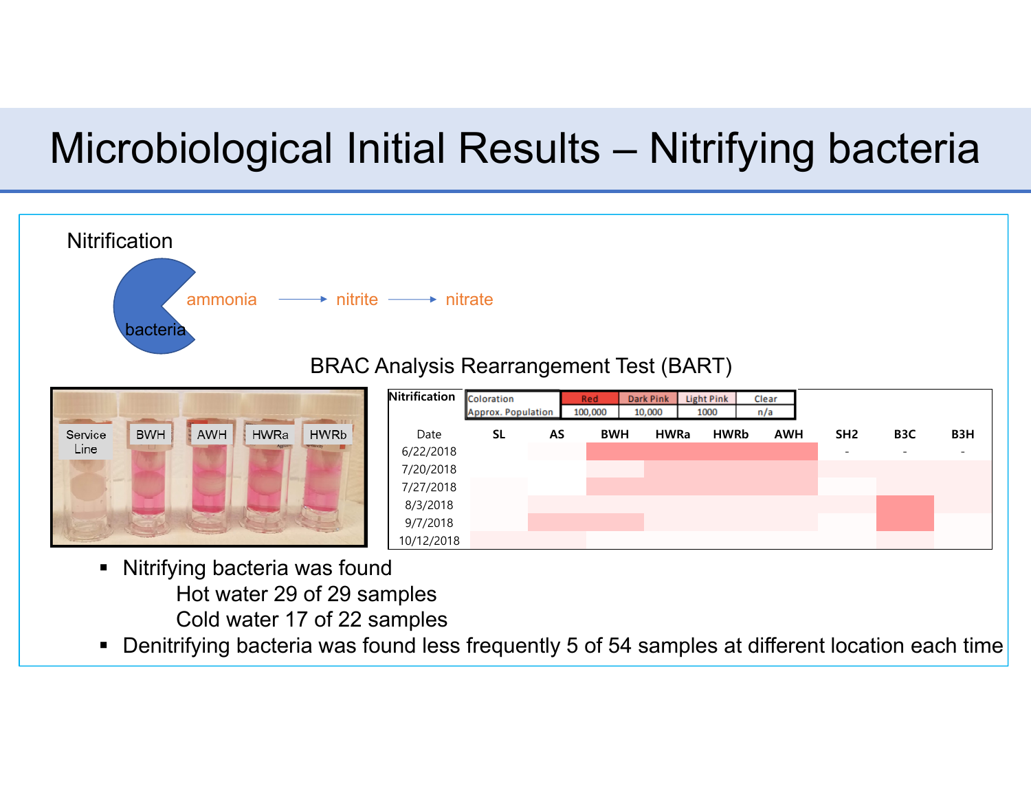# Microbiological Initial Results – Nitrifying bacteria

Nitrification

bacteria ammonia → nitrite → nitrate

BRAC Analysis Rearrangement Test (BART)

Service Line | BWH | AWH | HWRa | HWRb

**Nitrification**

| Coloration | Red | Dark Pink | Light Pink | Clear |
|---|---|---|---|---|
| Approx. Population | 100,000 | 10,000 | 1000 | n/a |

| Date | SL | AS | BWH | HWRa | HWRb | AWH | SH2 | B3C | B3H |
|---|---|---|---|---|---|---|---|---|---|
| 6/22/2018 | | | | | | | - | - | - |
| 7/20/2018 | | | | | | | | | |
| 7/27/2018 | | | | | | | | | |
| 8/3/2018 | | | | | | | | | |
| 9/7/2018 | | | | | | | | | |
| 10/12/2018 | | | | | | | | | |

- Nitrifying bacteria was found
  - Hot water 29 of 29 samples
  - Cold water 17 of 22 samples
- Denitrifying bacteria was found less frequently 5 of 54 samples at different location each time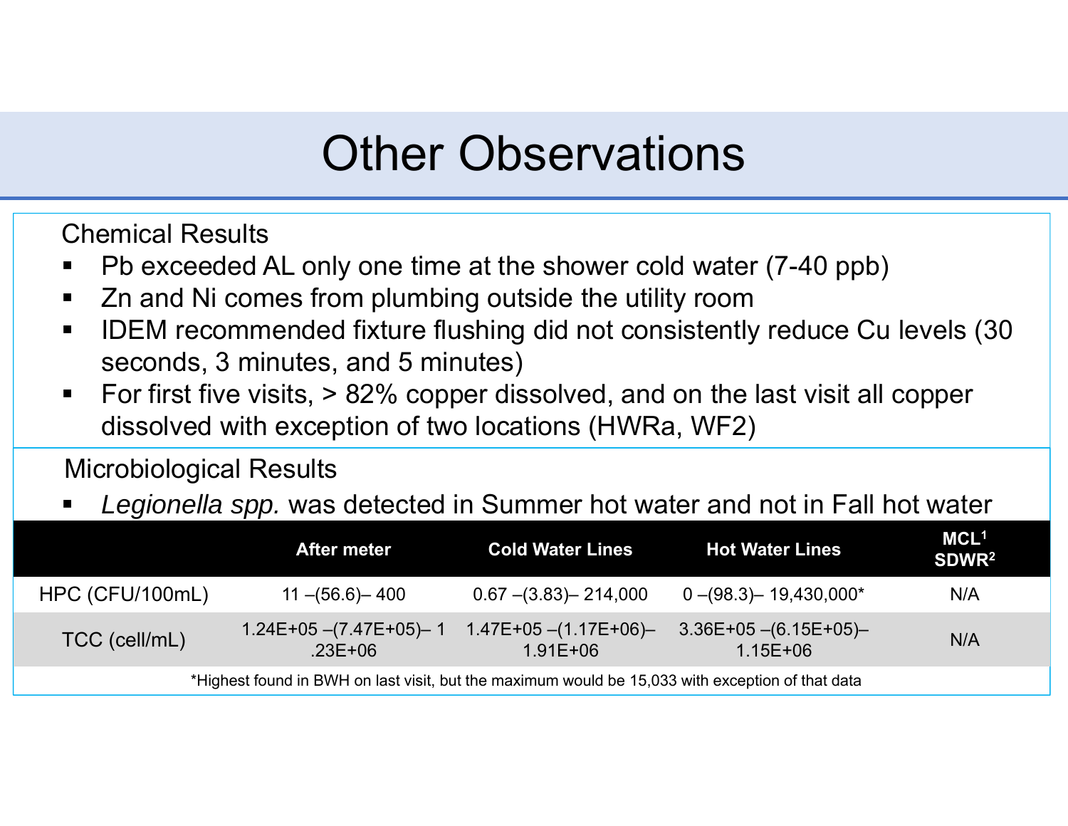# Other Observations

Chemical Results

- Pb exceeded AL only one time at the shower cold water (7-40 ppb)
- Zn and Ni comes from plumbing outside the utility room
- IDEM recommended fixture flushing did not consistently reduce Cu levels (30 seconds, 3 minutes, and 5 minutes)
- For first five visits, > 82% copper dissolved, and on the last visit all copper dissolved with exception of two locations (HWRa, WF2)

Microbiological Results

- *Legionella spp.* was detected in Summer hot water and not in Fall hot water

| | After meter | Cold Water Lines | Hot Water Lines | MCL[1] SDWR[2] |
|---|---|---|---|---|
| HPC (CFU/100mL) | 11 –(56.6)– 400 | 0.67 –(3.83)– 214,000 | 0 –(98.3)– 19,430,000* | N/A |
| TCC (cell/mL) | 1.24E+05 –(7.47E+05)– 1 .23E+06 | 1.47E+05 –(1.17E+06)– 1.91E+06 | 3.36E+05 –(6.15E+05)– 1.15E+06 | N/A |

*Highest found in BWH on last visit, but the maximum would be 15,033 with exception of that data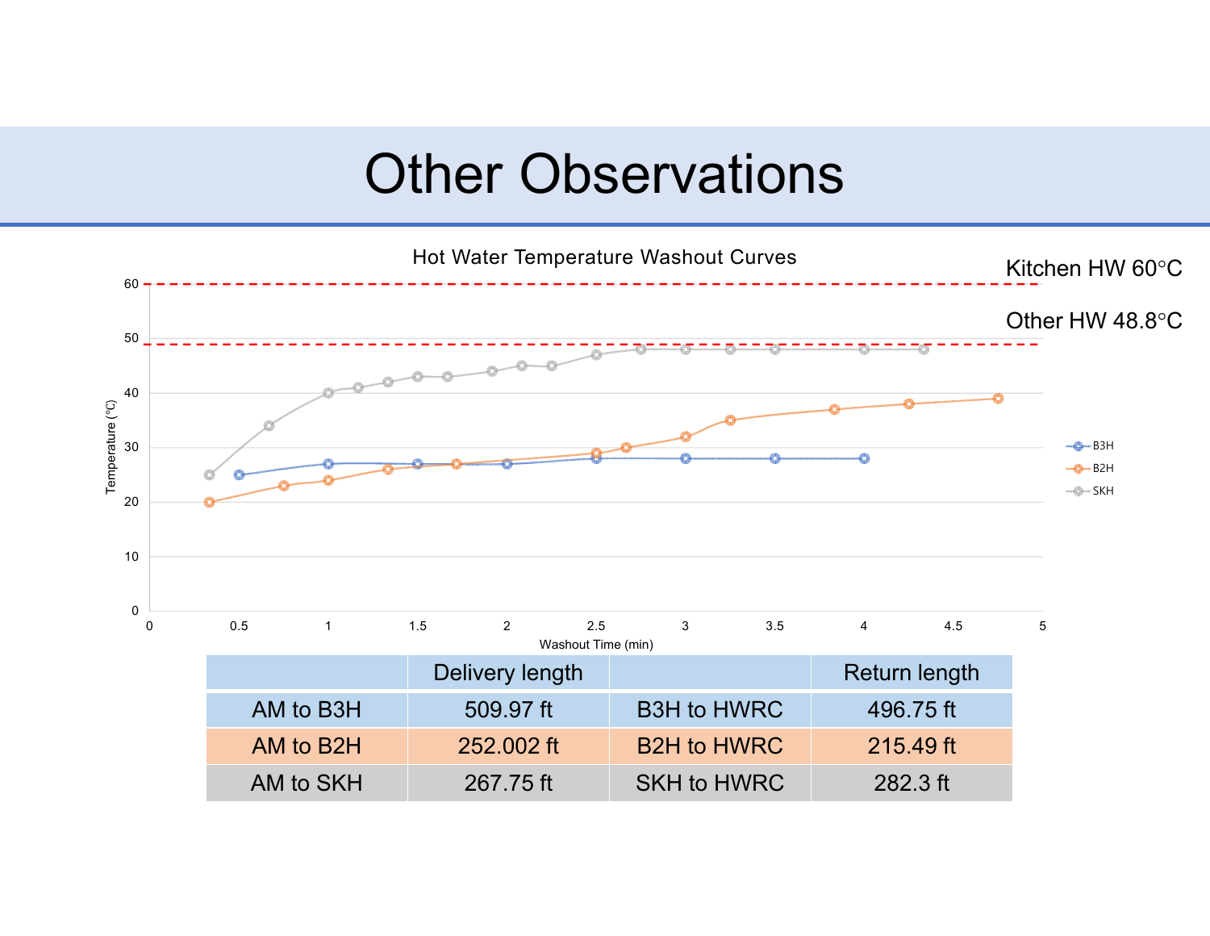# Other Observations

Hot Water Temperature Washout Curves

Kitchen HW 60°C

Other HW 48.8°C

| | Delivery length | | Return length |
|---|---|---|---|
| AM to B3H | 509.97 ft | B3H to HWRC | 496.75 ft |
| AM to B2H | 252.002 ft | B2H to HWRC | 215.49 ft |
| AM to SKH | 267.75 ft | SKH to HWRC | 282.3 ft |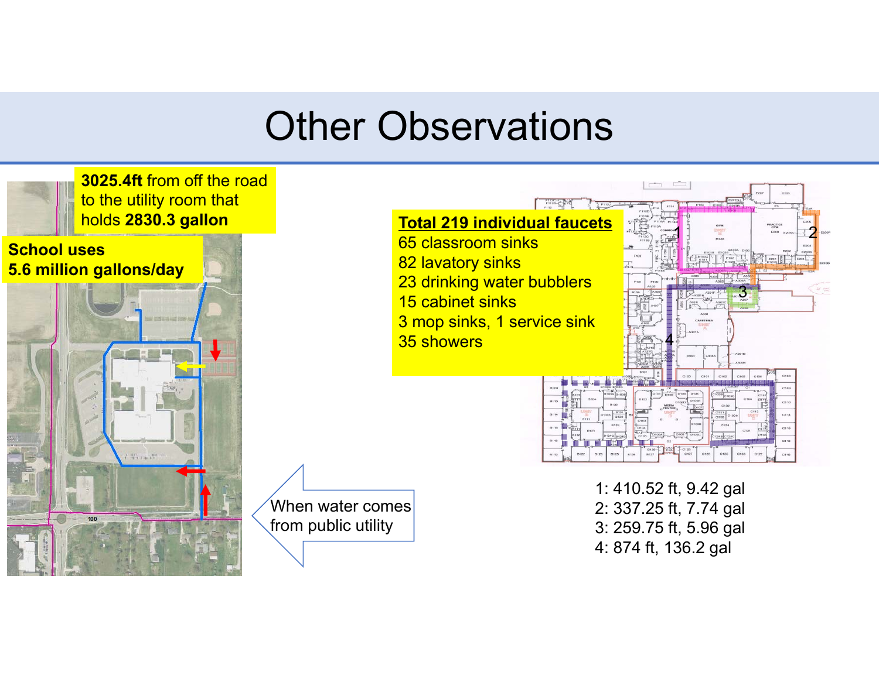# Other Observations

**3025.4ft** from off the road to the utility room that holds **2830.3 gallon**

**School uses 5.6 million gallons/day**

When water comes from public utility

**Total 219 individual faucets**

65 classroom sinks
82 lavatory sinks
23 drinking water bubblers
15 cabinet sinks
3 mop sinks, 1 service sink
35 showers

1: 410.52 ft, 9.42 gal
2: 337.25 ft, 7.74 gal
3: 259.75 ft, 5.96 gal
4: 874 ft, 136.2 gal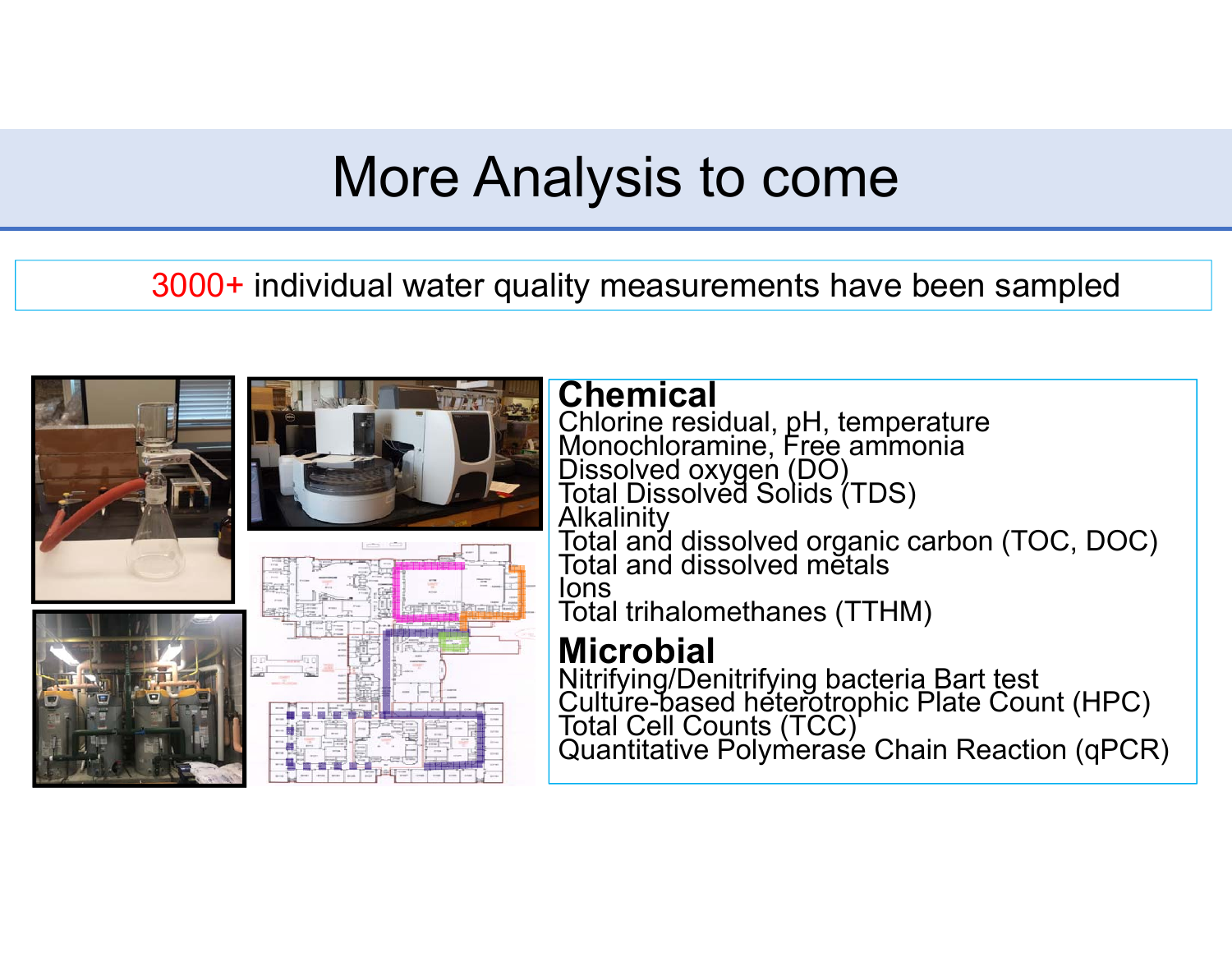# More Analysis to come

3000+ individual water quality measurements have been sampled

**Chemical**

- Chlorine residual, pH, temperature
- Monochloramine, Free ammonia
- Dissolved oxygen (DO)
- Total Dissolved Solids (TDS)
- Alkalinity
- Total and dissolved organic carbon (TOC, DOC)
- Total and dissolved metals
- Ions
- Total trihalomethanes (TTHM)

**Microbial**

- Nitrifying/Denitrifying bacteria Bart test
- Culture-based heterotrophic Plate Count (HPC)
- Total Cell Counts (TCC)
- Quantitative Polymerase Chain Reaction (qPCR)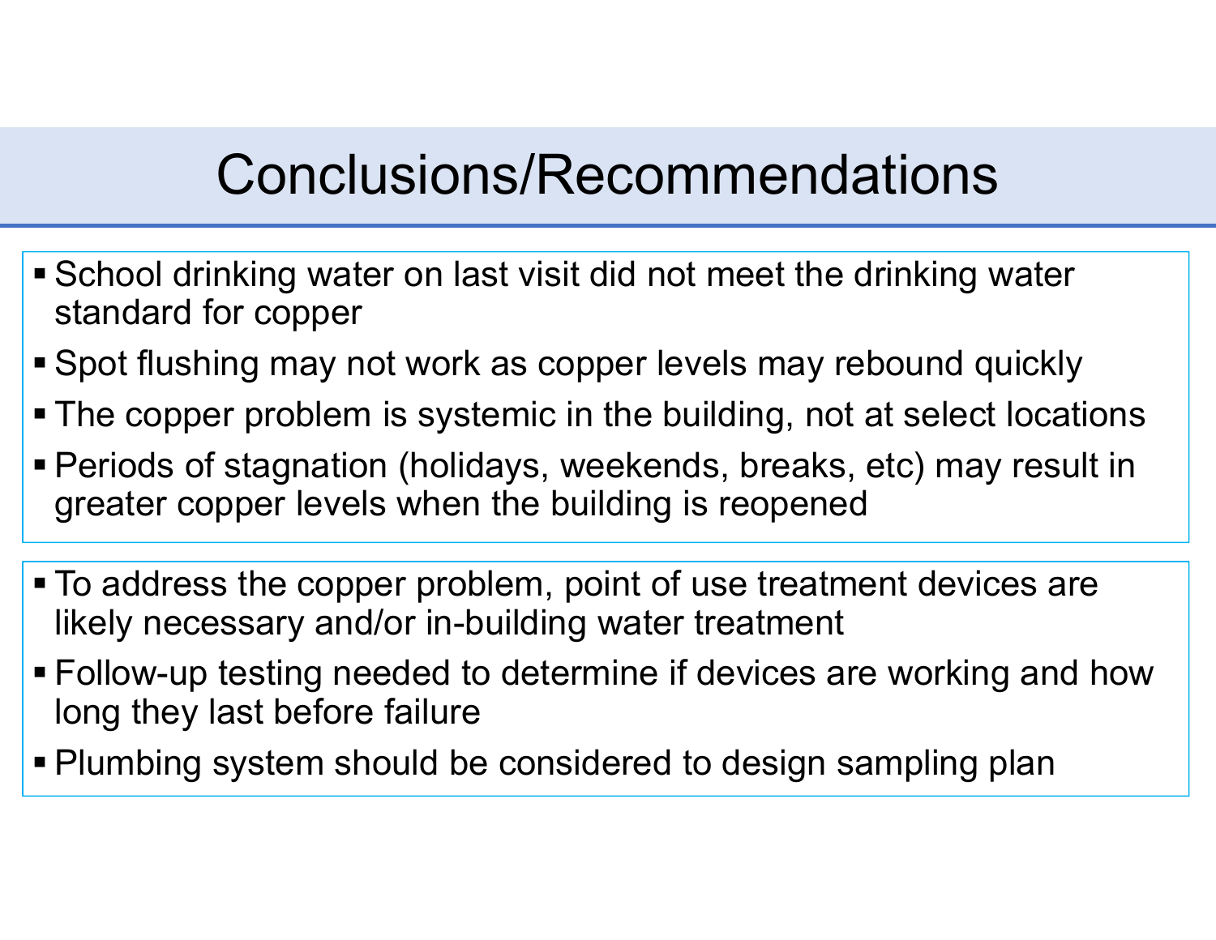# Conclusions/Recommendations

- School drinking water on last visit did not meet the drinking water standard for copper
- Spot flushing may not work as copper levels may rebound quickly
- The copper problem is systemic in the building, not at select locations
- Periods of stagnation (holidays, weekends, breaks, etc) may result in greater copper levels when the building is reopened

- To address the copper problem, point of use treatment devices are likely necessary and/or in-building water treatment
- Follow-up testing needed to determine if devices are working and how long they last before failure
- Plumbing system should be considered to design sampling plan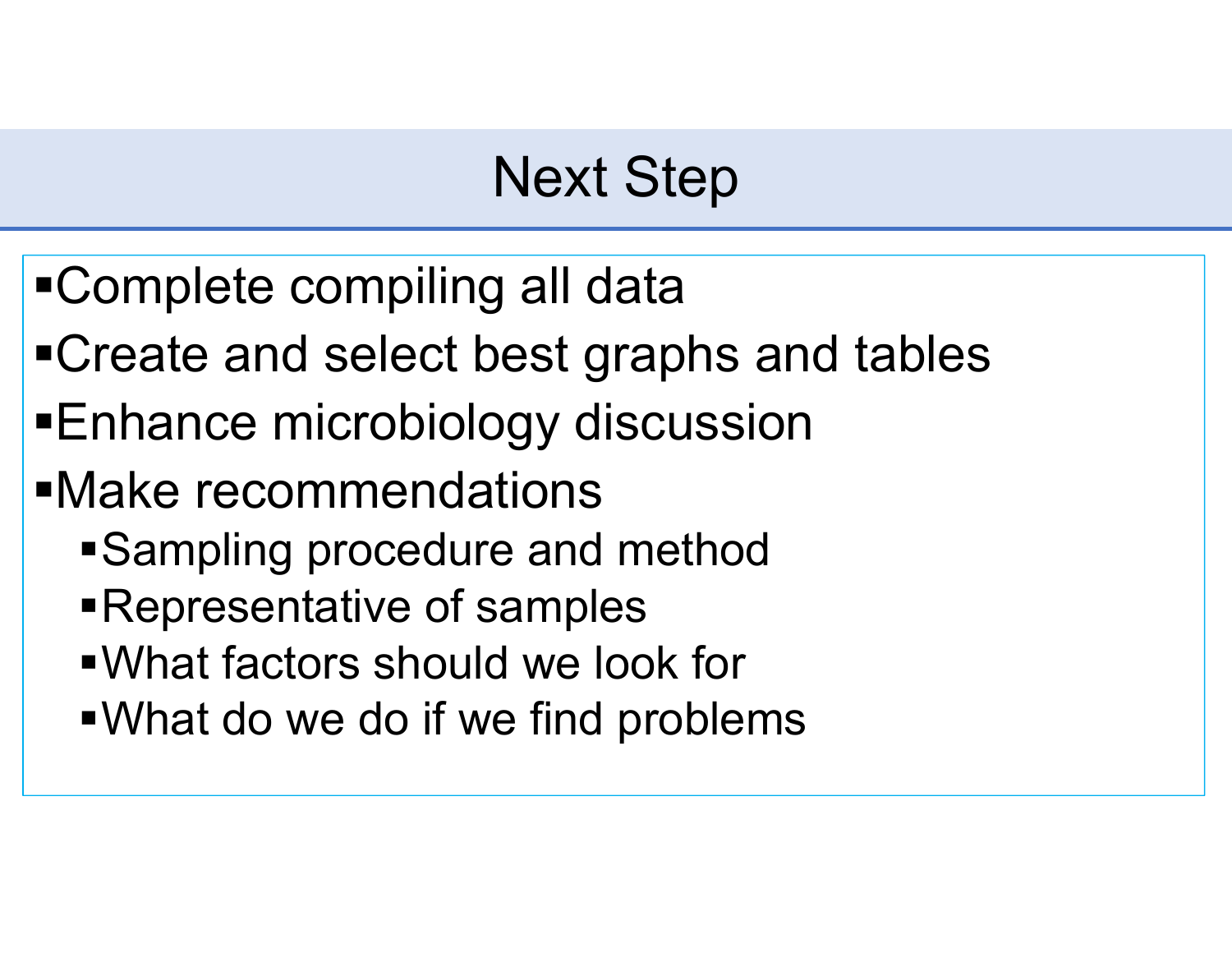# Next Step

- Complete compiling all data
- Create and select best graphs and tables
- Enhance microbiology discussion
- Make recommendations
  - Sampling procedure and method
  - Representative of samples
  - What factors should we look for
  - What do we do if we find problems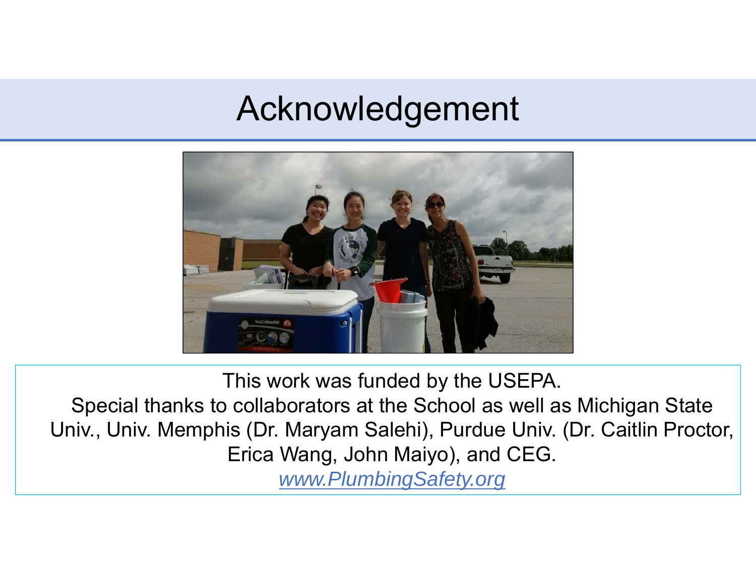# Acknowledgement

This work was funded by the USEPA.

Special thanks to collaborators at the School as well as Michigan State Univ., Univ. Memphis (Dr. Maryam Salehi), Purdue Univ. (Dr. Caitlin Proctor, Erica Wang, John Maiyo), and CEG.

[www.PlumbingSafety.org](http://www.PlumbingSafety.org)